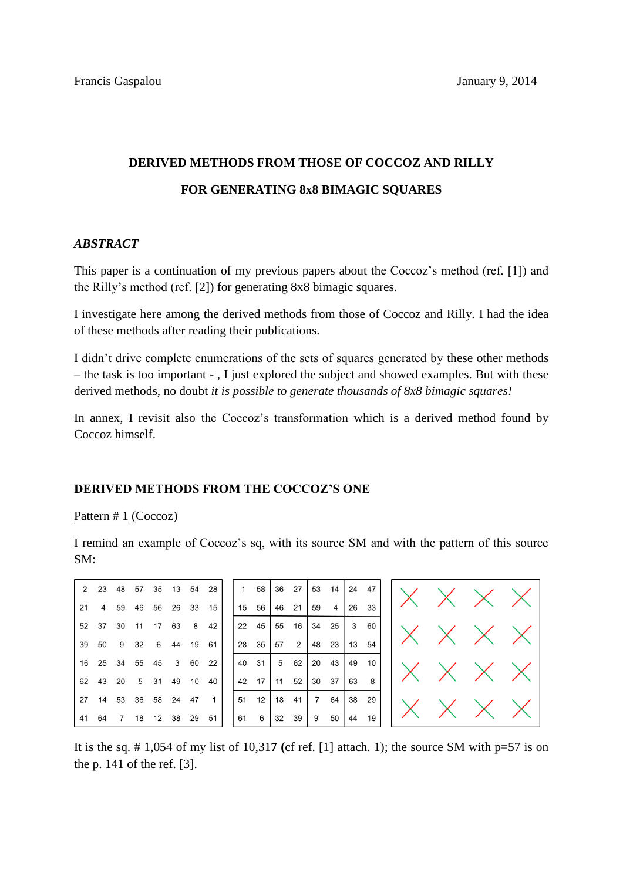Francis Gaspalou January 9, 2014

# DERIVED METHODS FROM THOSE OF COCCOZ AND RILLY FOR GENERATING 8x8 BIMAGIC SQUARES

### *ABSTRACT*

This paper is a continuation of my previous papers about the Coccoz's method (ref. [1]) and the Rilly's method (ref. [2]) for generating 8x8 bimagic squares.

I investigate here among the derived methods from those of Coccoz and Rilly. I had the idea of these methods after reading their publications.

I didn't drive complete enumerations of the sets of squares generated by these other methods – the task is too important - , I just explored the subject and showed examples. But with these derived methods, no doubt *it is possible to generate thousands of 8x8 bimagic squares!*

In annex, I revisit also the Coccoz's transformation which is a derived method found by Coccoz himself.

## DERIVED METHODS FROM THE COCCOZ'S ONE

Pattern # 1 (Coccoz)

I remind an example of Coccoz's sq, with its source SM and with the pattern of this source SM:

| 2 | 23 | 48 | 57 | 35 | 13 | 54 | 28 |
|---|---|---|---|---|---|---|---|
| 21 | 4 | 59 | 46 | 56 | 26 | 33 | 15 |
| 52 | 37 | 30 | 11 | 17 | 63 | 8 | 42 |
| 39 | 50 | 9 | 32 | 6 | 44 | 19 | 61 |
| 16 | 25 | 34 | 55 | 45 | 3 | 60 | 22 |
| 62 | 43 | 20 | 5 | 31 | 49 | 10 | 40 |
| 27 | 14 | 53 | 36 | 58 | 24 | 47 | 1 |
| 41 | 64 | 7 | 18 | 12 | 38 | 29 | 51 |

| 1 | 58 | 36 | 27 | 53 | 14 | 24 | 47 |
|---|---|---|---|---|---|---|---|
| 15 | 56 | 46 | 21 | 59 | 4 | 26 | 33 |
| 22 | 45 | 55 | 16 | 34 | 25 | 3 | 60 |
| 28 | 35 | 57 | 2 | 48 | 23 | 13 | 54 |
| 40 | 31 | 5 | 62 | 20 | 43 | 49 | 10 |
| 42 | 17 | 11 | 52 | 30 | 37 | 63 | 8 |
| 51 | 12 | 18 | 41 | 7 | 64 | 38 | 29 |
| 61 | 6 | 32 | 39 | 9 | 50 | 44 | 19 |

| X | X | X | X |
|---|---|---|---|
| X | X | X | X |
| X | X | X | X |
| X | X | X | X |

It is the sq. # 1,054 of my list of 10,317 (cf ref. [1] attach. 1); the source SM with p=57 is on the p. 141 of the ref. [3].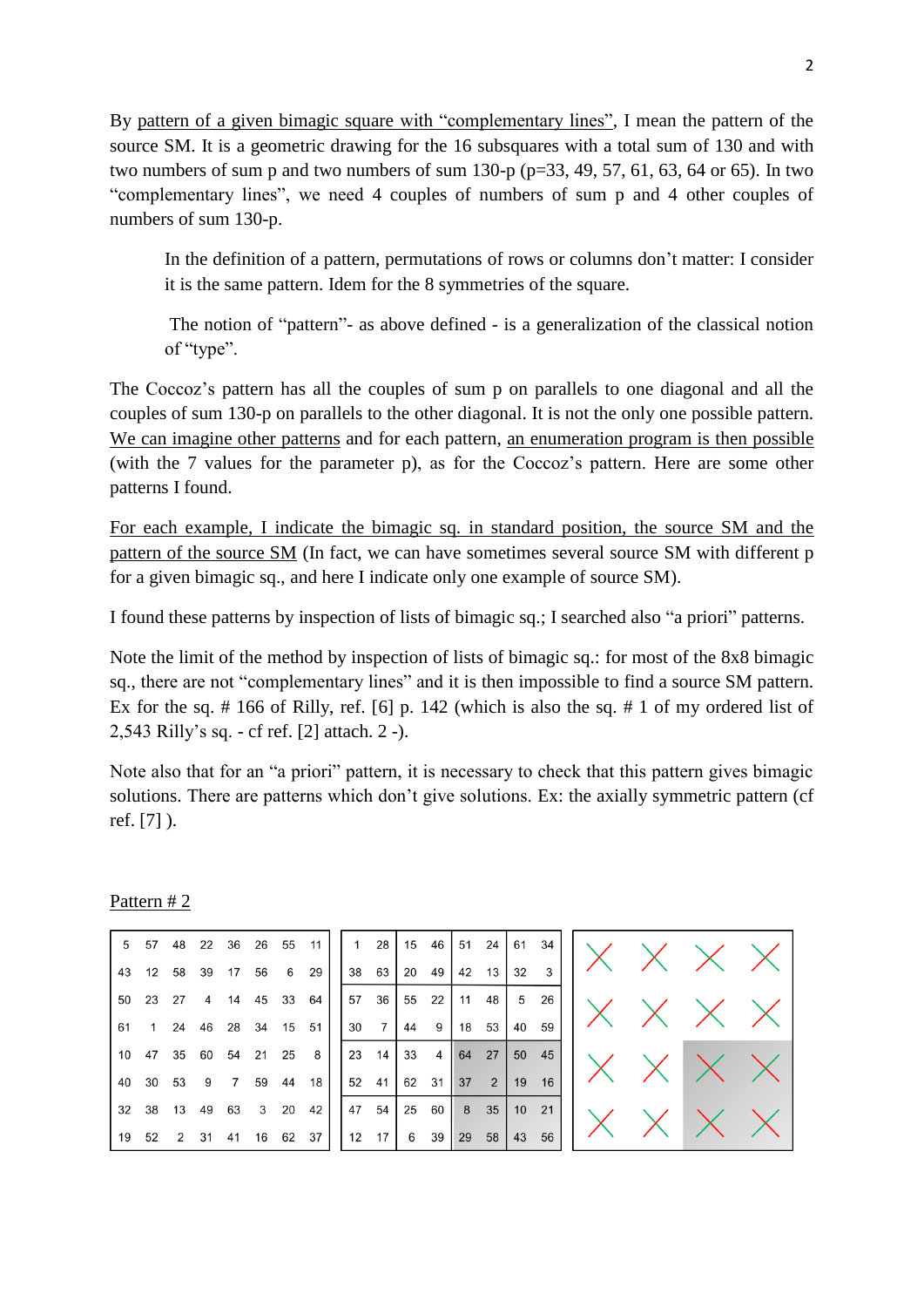By pattern of a given bimagic square with "complementary lines", I mean the pattern of the source SM. It is a geometric drawing for the 16 subsquares with a total sum of 130 and with two numbers of sum p and two numbers of sum 130-p (p=33, 49, 57, 61, 63, 64 or 65). In two "complementary lines", we need 4 couples of numbers of sum p and 4 other couples of numbers of sum 130-p.

> In the definition of a pattern, permutations of rows or columns don't matter: I consider it is the same pattern. Idem for the 8 symmetries of the square.
>
> The notion of "pattern"- as above defined - is a generalization of the classical notion of "type".

The Coccoz's pattern has all the couples of sum p on parallels to one diagonal and all the couples of sum 130-p on parallels to the other diagonal. It is not the only one possible pattern. We can imagine other patterns and for each pattern, an enumeration program is then possible (with the 7 values for the parameter p), as for the Coccoz's pattern. Here are some other patterns I found.

For each example, I indicate the bimagic sq. in standard position, the source SM and the pattern of the source SM (In fact, we can have sometimes several source SM with different p for a given bimagic sq., and here I indicate only one example of source SM).

I found these patterns by inspection of lists of bimagic sq.; I searched also "a priori" patterns.

Note the limit of the method by inspection of lists of bimagic sq.: for most of the 8x8 bimagic sq., there are not "complementary lines" and it is then impossible to find a source SM pattern. Ex for the sq. # 166 of Rilly, ref. [6] p. 142 (which is also the sq. # 1 of my ordered list of 2,543 Rilly's sq. - cf ref. [2] attach. 2 -).

Note also that for an "a priori" pattern, it is necessary to check that this pattern gives bimagic solutions. There are patterns which don't give solutions. Ex: the axially symmetric pattern (cf ref. [7] ).

Pattern # 2

| | | | | | | | |
|---|---|---|---|---|---|---|---|
| 5 | 57 | 48 | 22 | 36 | 26 | 55 | 11 |
| 43 | 12 | 58 | 39 | 17 | 56 | 6 | 29 |
| 50 | 23 | 27 | 4 | 14 | 45 | 33 | 64 |
| 61 | 1 | 24 | 46 | 28 | 34 | 15 | 51 |
| 10 | 47 | 35 | 60 | 54 | 21 | 25 | 8 |
| 40 | 30 | 53 | 9 | 7 | 59 | 44 | 18 |
| 32 | 38 | 13 | 49 | 63 | 3 | 20 | 42 |
| 19 | 52 | 2 | 31 | 41 | 16 | 62 | 37 |

| | | | | | | | |
|---|---|---|---|---|---|---|---|
| 1 | 28 | 15 | 46 | 51 | 24 | 61 | 34 |
| 38 | 63 | 20 | 49 | 42 | 13 | 32 | 3 |
| 57 | 36 | 55 | 22 | 11 | 48 | 5 | 26 |
| 30 | 7 | 44 | 9 | 18 | 53 | 40 | 59 |
| 23 | 14 | 33 | 4 | 64 | 27 | 50 | 45 |
| 52 | 41 | 62 | 31 | 37 | 2 | 19 | 16 |
| 47 | 54 | 25 | 60 | 8 | 35 | 10 | 21 |
| 12 | 17 | 6 | 39 | 29 | 58 | 43 | 56 |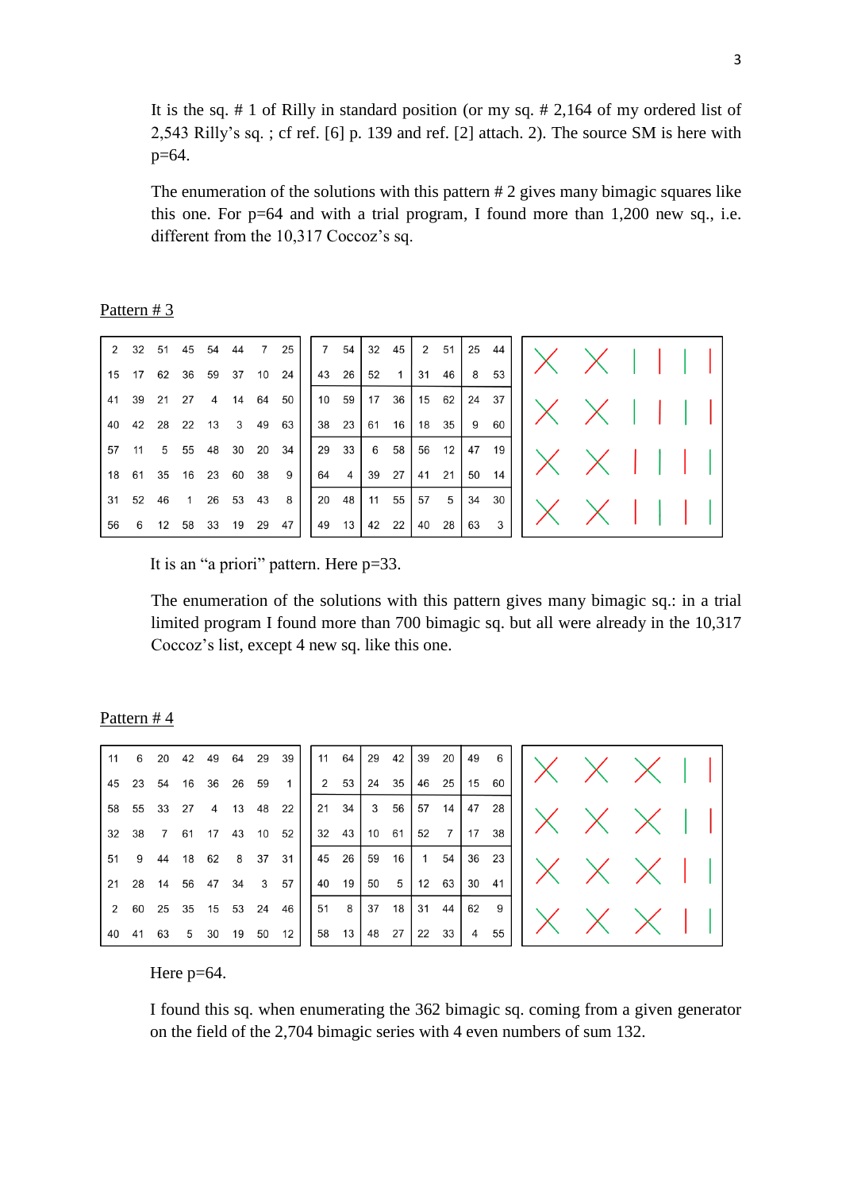It is the sq. # 1 of Rilly in standard position (or my sq. # 2,164 of my ordered list of 2,543 Rilly's sq. ; cf ref. [6] p. 139 and ref. [2] attach. 2). The source SM is here with p=64.

The enumeration of the solutions with this pattern # 2 gives many bimagic squares like this one. For p=64 and with a trial program, I found more than 1,200 new sq., i.e. different from the 10,317 Coccoz's sq.

## Pattern # 3

| | | | | | | | |
|---|---|---|---|---|---|---|---|
| 2 | 32 | 51 | 45 | 54 | 44 | 7 | 25 |
| 15 | 17 | 62 | 36 | 59 | 37 | 10 | 24 |
| 41 | 39 | 21 | 27 | 4 | 14 | 64 | 50 |
| 40 | 42 | 28 | 22 | 13 | 3 | 49 | 63 |
| 57 | 11 | 5 | 55 | 48 | 30 | 20 | 34 |
| 18 | 61 | 35 | 16 | 23 | 60 | 38 | 9 |
| 31 | 52 | 46 | 1 | 26 | 53 | 43 | 8 |
| 56 | 6 | 12 | 58 | 33 | 19 | 29 | 47 |

| | | | | | | | |
|---|---|---|---|---|---|---|---|
| 7 | 54 | 32 | 45 | 2 | 51 | 25 | 44 |
| 43 | 26 | 52 | 1 | 31 | 46 | 8 | 53 |
| 10 | 59 | 17 | 36 | 15 | 62 | 24 | 37 |
| 38 | 23 | 61 | 16 | 18 | 35 | 9 | 60 |
| 29 | 33 | 6 | 58 | 56 | 12 | 47 | 19 |
| 64 | 4 | 39 | 27 | 41 | 21 | 50 | 14 |
| 20 | 48 | 11 | 55 | 57 | 5 | 34 | 30 |
| 49 | 13 | 42 | 22 | 40 | 28 | 63 | 3 |

It is an "a priori" pattern. Here p=33.

The enumeration of the solutions with this pattern gives many bimagic sq.: in a trial limited program I found more than 700 bimagic sq. but all were already in the 10,317 Coccoz's list, except 4 new sq. like this one.

## Pattern # 4

| | | | | | | | |
|---|---|---|---|---|---|---|---|
| 11 | 6 | 20 | 42 | 49 | 64 | 29 | 39 |
| 45 | 23 | 54 | 16 | 36 | 26 | 59 | 1 |
| 58 | 55 | 33 | 27 | 4 | 13 | 48 | 22 |
| 32 | 38 | 7 | 61 | 17 | 43 | 10 | 52 |
| 51 | 9 | 44 | 18 | 62 | 8 | 37 | 31 |
| 21 | 28 | 14 | 56 | 47 | 34 | 3 | 57 |
| 2 | 60 | 25 | 35 | 15 | 53 | 24 | 46 |
| 40 | 41 | 63 | 5 | 30 | 19 | 50 | 12 |

| | | | | | | | |
|---|---|---|---|---|---|---|---|
| 11 | 64 | 29 | 42 | 39 | 20 | 49 | 6 |
| 2 | 53 | 24 | 35 | 46 | 25 | 15 | 60 |
| 21 | 34 | 3 | 56 | 57 | 14 | 47 | 28 |
| 32 | 43 | 10 | 61 | 52 | 7 | 17 | 38 |
| 45 | 26 | 59 | 16 | 1 | 54 | 36 | 23 |
| 40 | 19 | 50 | 5 | 12 | 63 | 30 | 41 |
| 51 | 8 | 37 | 18 | 31 | 44 | 62 | 9 |
| 58 | 13 | 48 | 27 | 22 | 33 | 4 | 55 |

Here p=64.

I found this sq. when enumerating the 362 bimagic sq. coming from a given generator on the field of the 2,704 bimagic series with 4 even numbers of sum 132.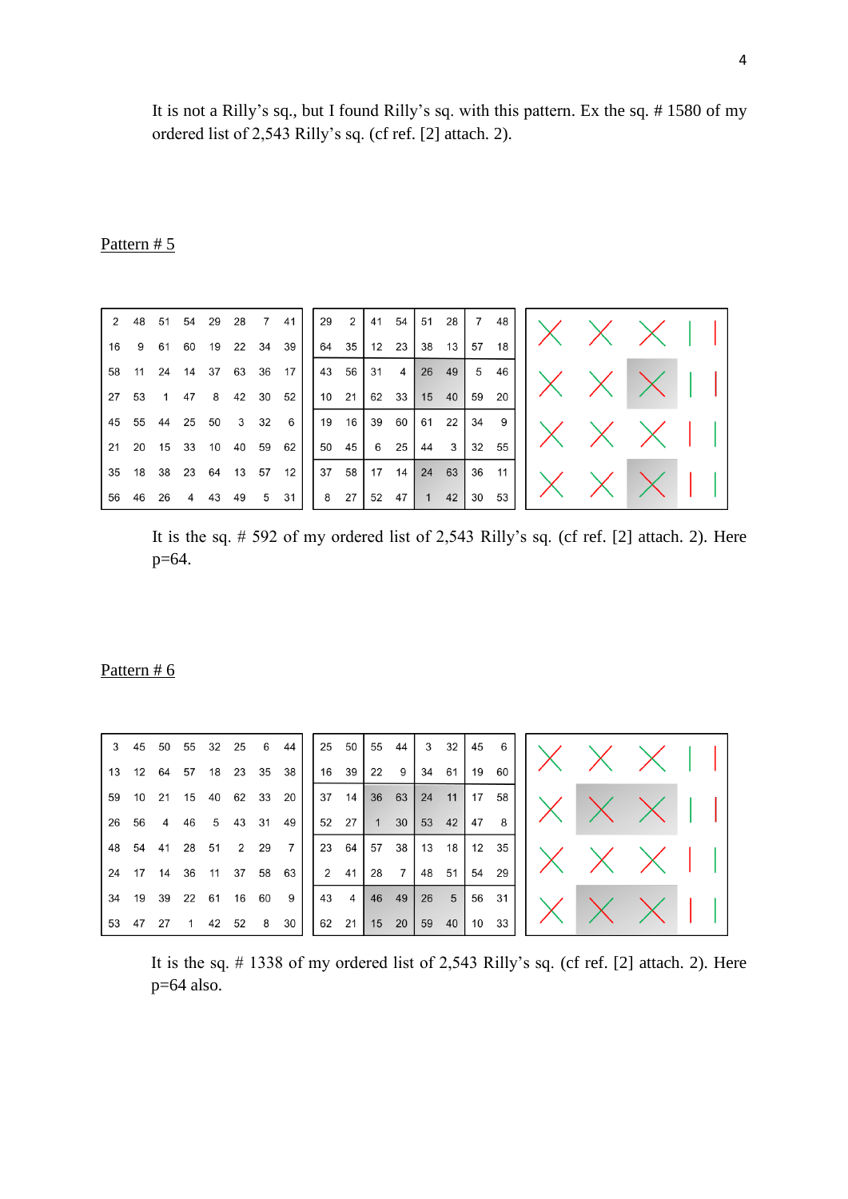It is not a Rilly's sq., but I found Rilly's sq. with this pattern. Ex the sq. # 1580 of my ordered list of 2,543 Rilly's sq. (cf ref. [2] attach. 2).

Pattern # 5

| 2 | 48 | 51 | 54 | 29 | 28 | 7 | 41 |
|---|---|---|---|---|---|---|---|
| 16 | 9 | 61 | 60 | 19 | 22 | 34 | 39 |
| 58 | 11 | 24 | 14 | 37 | 63 | 36 | 17 |
| 27 | 53 | 1 | 47 | 8 | 42 | 30 | 52 |
| 45 | 55 | 44 | 25 | 50 | 3 | 32 | 6 |
| 21 | 20 | 15 | 33 | 10 | 40 | 59 | 62 |
| 35 | 18 | 38 | 23 | 64 | 13 | 57 | 12 |
| 56 | 46 | 26 | 4 | 43 | 49 | 5 | 31 |

| 29 | 2 | 41 | 54 | 51 | 28 | 7 | 48 |
|---|---|---|---|---|---|---|---|
| 64 | 35 | 12 | 23 | 38 | 13 | 57 | 18 |
| 43 | 56 | 31 | 4 | 26 | 49 | 5 | 46 |
| 10 | 21 | 62 | 33 | 15 | 40 | 59 | 20 |
| 19 | 16 | 39 | 60 | 61 | 22 | 34 | 9 |
| 50 | 45 | 6 | 25 | 44 | 3 | 32 | 55 |
| 37 | 58 | 17 | 14 | 24 | 63 | 36 | 11 |
| 8 | 27 | 52 | 47 | 1 | 42 | 30 | 53 |

It is the sq. # 592 of my ordered list of 2,543 Rilly's sq. (cf ref. [2] attach. 2). Here p=64.

Pattern # 6

| 3 | 45 | 50 | 55 | 32 | 25 | 6 | 44 |
|---|---|---|---|---|---|---|---|
| 13 | 12 | 64 | 57 | 18 | 23 | 35 | 38 |
| 59 | 10 | 21 | 15 | 40 | 62 | 33 | 20 |
| 26 | 56 | 4 | 46 | 5 | 43 | 31 | 49 |
| 48 | 54 | 41 | 28 | 51 | 2 | 29 | 7 |
| 24 | 17 | 14 | 36 | 11 | 37 | 58 | 63 |
| 34 | 19 | 39 | 22 | 61 | 16 | 60 | 9 |
| 53 | 47 | 27 | 1 | 42 | 52 | 8 | 30 |

| 25 | 50 | 55 | 44 | 3 | 32 | 45 | 6 |
|---|---|---|---|---|---|---|---|
| 16 | 39 | 22 | 9 | 34 | 61 | 19 | 60 |
| 37 | 14 | 36 | 63 | 24 | 11 | 17 | 58 |
| 52 | 27 | 1 | 30 | 53 | 42 | 47 | 8 |
| 23 | 64 | 57 | 38 | 13 | 18 | 12 | 35 |
| 2 | 41 | 28 | 7 | 48 | 51 | 54 | 29 |
| 43 | 4 | 46 | 49 | 26 | 5 | 56 | 31 |
| 62 | 21 | 15 | 20 | 59 | 40 | 10 | 33 |

It is the sq. # 1338 of my ordered list of 2,543 Rilly's sq. (cf ref. [2] attach. 2). Here p=64 also.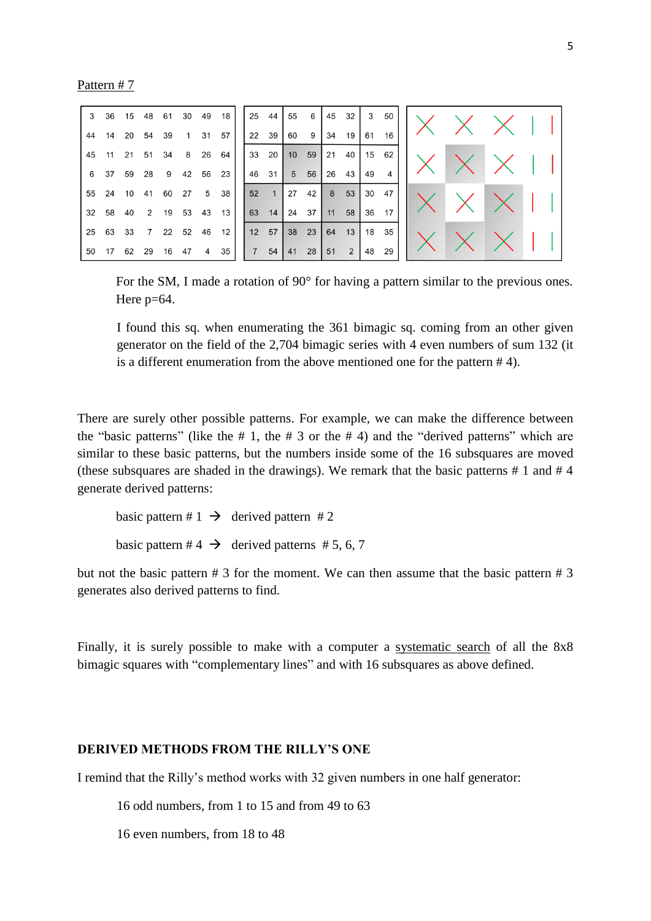Pattern # 7

| 3 | 36 | 15 | 48 | 61 | 30 | 49 | 18 |
|---|---|---|---|---|---|---|---|
| 44 | 14 | 20 | 54 | 39 | 1 | 31 | 57 |
| 45 | 11 | 21 | 51 | 34 | 8 | 26 | 64 |
| 6 | 37 | 59 | 28 | 9 | 42 | 56 | 23 |
| 55 | 24 | 10 | 41 | 60 | 27 | 5 | 38 |
| 32 | 58 | 40 | 2 | 19 | 53 | 43 | 13 |
| 25 | 63 | 33 | 7 | 22 | 52 | 46 | 12 |
| 50 | 17 | 62 | 29 | 16 | 47 | 4 | 35 |

| 25 | 44 | 55 | 6 | 45 | 32 | 3 | 50 |
|---|---|---|---|---|---|---|---|
| 22 | 39 | 60 | 9 | 34 | 19 | 61 | 16 |
| 33 | 20 | 10 | 59 | 21 | 40 | 15 | 62 |
| 46 | 31 | 5 | 56 | 26 | 43 | 49 | 4 |
| 52 | 1 | 27 | 42 | 8 | 53 | 30 | 47 |
| 63 | 14 | 24 | 37 | 11 | 58 | 36 | 17 |
| 12 | 57 | 38 | 23 | 64 | 13 | 18 | 35 |
| 7 | 54 | 41 | 28 | 51 | 2 | 48 | 29 |

For the SM, I made a rotation of 90° for having a pattern similar to the previous ones. Here p=64.

I found this sq. when enumerating the 361 bimagic sq. coming from an other given generator on the field of the 2,704 bimagic series with 4 even numbers of sum 132 (it is a different enumeration from the above mentioned one for the pattern # 4).

There are surely other possible patterns. For example, we can make the difference between the "basic patterns" (like the # 1, the # 3 or the # 4) and the "derived patterns" which are similar to these basic patterns, but the numbers inside some of the 16 subsquares are moved (these subsquares are shaded in the drawings). We remark that the basic patterns # 1 and # 4 generate derived patterns:

basic pattern # 1 → derived pattern # 2

basic pattern # 4 → derived patterns # 5, 6, 7

but not the basic pattern # 3 for the moment. We can then assume that the basic pattern # 3 generates also derived patterns to find.

Finally, it is surely possible to make with a computer a systematic search of all the 8x8 bimagic squares with "complementary lines" and with 16 subsquares as above defined.

## DERIVED METHODS FROM THE RILLY'S ONE

I remind that the Rilly's method works with 32 given numbers in one half generator:

16 odd numbers, from 1 to 15 and from 49 to 63

16 even numbers, from 18 to 48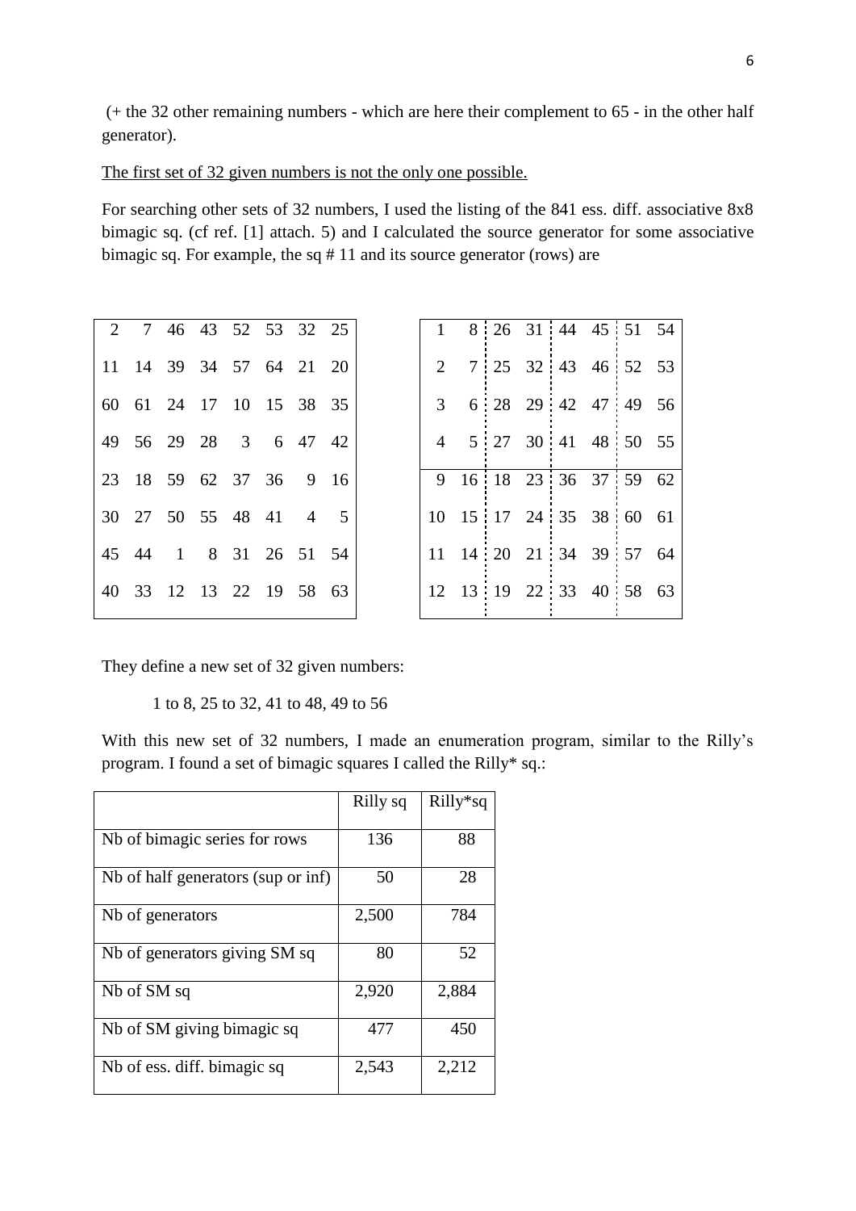(+ the 32 other remaining numbers - which are here their complement to 65 - in the other half generator).

<u>The first set of 32 given numbers is not the only one possible.</u>

For searching other sets of 32 numbers, I used the listing of the 841 ess. diff. associative 8x8 bimagic sq. (cf ref. [1] attach. 5) and I calculated the source generator for some associative bimagic sq. For example, the sq # 11 and its source generator (rows) are

| | | | | | | | |
|---|---|---|---|---|---|---|---|
| 2 | 7 | 46 | 43 | 52 | 53 | 32 | 25 |
| 11 | 14 | 39 | 34 | 57 | 64 | 21 | 20 |
| 60 | 61 | 24 | 17 | 10 | 15 | 38 | 35 |
| 49 | 56 | 29 | 28 | 3 | 6 | 47 | 42 |
| 23 | 18 | 59 | 62 | 37 | 36 | 9 | 16 |
| 30 | 27 | 50 | 55 | 48 | 41 | 4 | 5 |
| 45 | 44 | 1 | 8 | 31 | 26 | 51 | 54 |
| 40 | 33 | 12 | 13 | 22 | 19 | 58 | 63 |

| | | | | | | | |
|---|---|---|---|---|---|---|---|
| 1 | 8 | 26 | 31 | 44 | 45 | 51 | 54 |
| 2 | 7 | 25 | 32 | 43 | 46 | 52 | 53 |
| 3 | 6 | 28 | 29 | 42 | 47 | 49 | 56 |
| 4 | 5 | 27 | 30 | 41 | 48 | 50 | 55 |
| 9 | 16 | 18 | 23 | 36 | 37 | 59 | 62 |
| 10 | 15 | 17 | 24 | 35 | 38 | 60 | 61 |
| 11 | 14 | 20 | 21 | 34 | 39 | 57 | 64 |
| 12 | 13 | 19 | 22 | 33 | 40 | 58 | 63 |

They define a new set of 32 given numbers:

1 to 8, 25 to 32, 41 to 48, 49 to 56

With this new set of 32 numbers, I made an enumeration program, similar to the Rilly's program. I found a set of bimagic squares I called the Rilly* sq.:

| | Rilly sq | Rilly*sq |
|---|---|---|
| Nb of bimagic series for rows | 136 | 88 |
| Nb of half generators (sup or inf) | 50 | 28 |
| Nb of generators | 2,500 | 784 |
| Nb of generators giving SM sq | 80 | 52 |
| Nb of SM sq | 2,920 | 2,884 |
| Nb of SM giving bimagic sq | 477 | 450 |
| Nb of ess. diff. bimagic sq | 2,543 | 2,212 |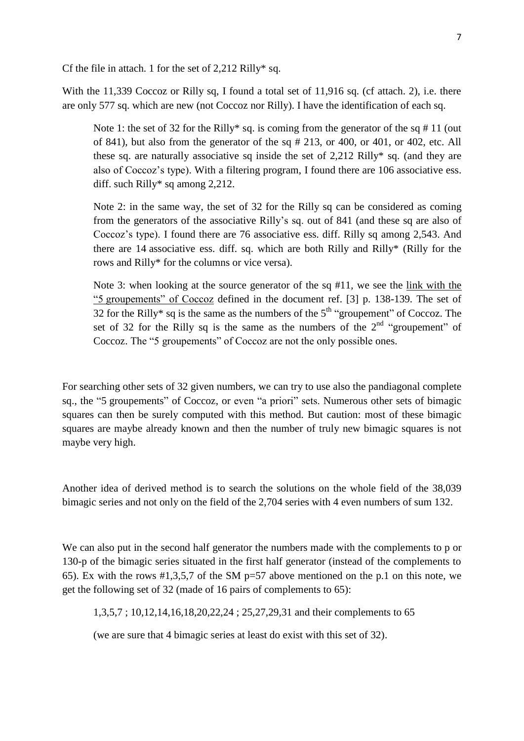Cf the file in attach. 1 for the set of 2,212 Rilly* sq.

With the 11,339 Coccoz or Rilly sq, I found a total set of 11,916 sq. (cf attach. 2), i.e. there are only 577 sq. which are new (not Coccoz nor Rilly). I have the identification of each sq.

> Note 1: the set of 32 for the Rilly* sq. is coming from the generator of the sq # 11 (out of 841), but also from the generator of the sq # 213, or 400, or 401, or 402, etc. All these sq. are naturally associative sq inside the set of 2,212 Rilly* sq. (and they are also of Coccoz's type). With a filtering program, I found there are 106 associative ess. diff. such Rilly* sq among 2,212.
>
> Note 2: in the same way, the set of 32 for the Rilly sq can be considered as coming from the generators of the associative Rilly's sq. out of 841 (and these sq are also of Coccoz's type). I found there are 76 associative ess. diff. Rilly sq among 2,543. And there are 14 associative ess. diff. sq. which are both Rilly and Rilly* (Rilly for the rows and Rilly* for the columns or vice versa).
>
> Note 3: when looking at the source generator of the sq #11, we see the link with the "5 groupements" of Coccoz defined in the document ref. [3] p. 138-139. The set of 32 for the Rilly* sq is the same as the numbers of the 5th "groupement" of Coccoz. The set of 32 for the Rilly sq is the same as the numbers of the 2nd "groupement" of Coccoz. The "5 groupements" of Coccoz are not the only possible ones.

For searching other sets of 32 given numbers, we can try to use also the pandiagonal complete sq., the "5 groupements" of Coccoz, or even "a priori" sets. Numerous other sets of bimagic squares can then be surely computed with this method. But caution: most of these bimagic squares are maybe already known and then the number of truly new bimagic squares is not maybe very high.

Another idea of derived method is to search the solutions on the whole field of the 38,039 bimagic series and not only on the field of the 2,704 series with 4 even numbers of sum 132.

We can also put in the second half generator the numbers made with the complements to p or 130-p of the bimagic series situated in the first half generator (instead of the complements to 65). Ex with the rows #1,3,5,7 of the SM p=57 above mentioned on the p.1 on this note, we get the following set of 32 (made of 16 pairs of complements to 65):

> 1,3,5,7 ; 10,12,14,16,18,20,22,24 ; 25,27,29,31 and their complements to 65
>
> (we are sure that 4 bimagic series at least do exist with this set of 32).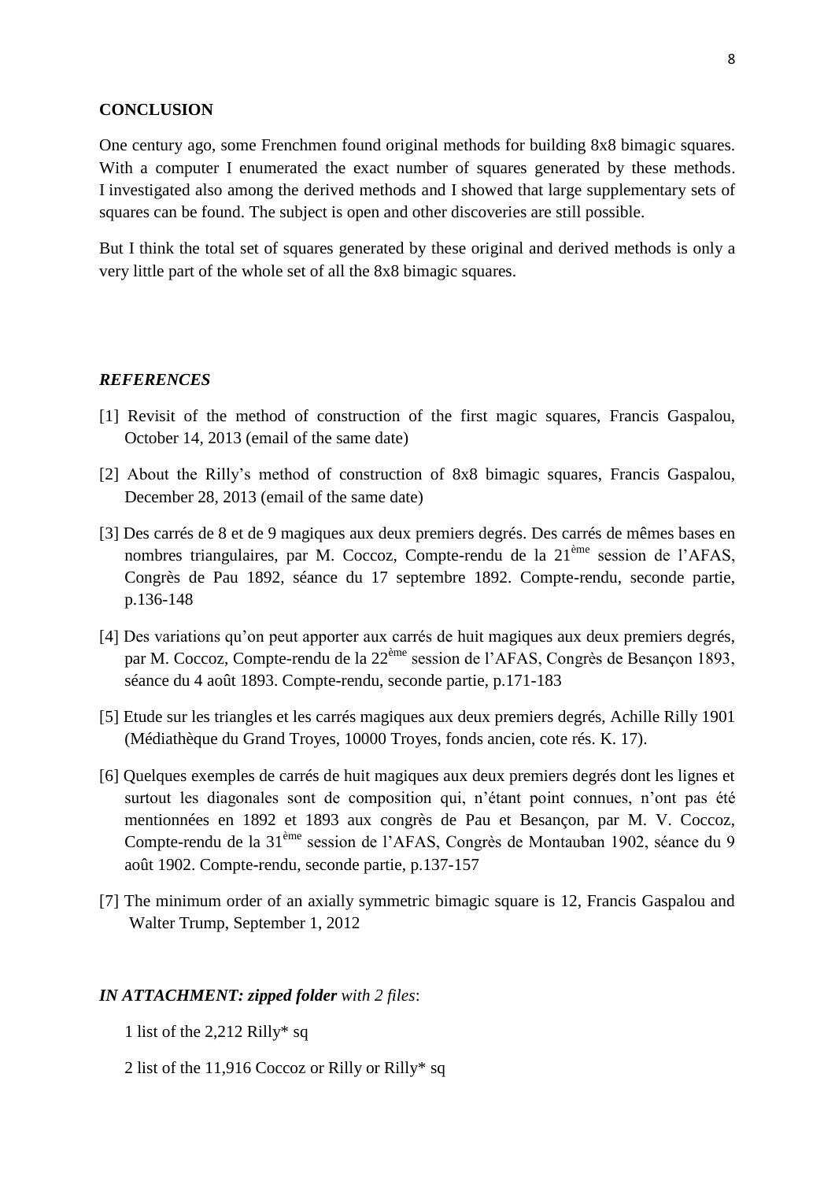## CONCLUSION

One century ago, some Frenchmen found original methods for building 8x8 bimagic squares. With a computer I enumerated the exact number of squares generated by these methods. I investigated also among the derived methods and I showed that large supplementary sets of squares can be found. The subject is open and other discoveries are still possible.

But I think the total set of squares generated by these original and derived methods is only a very little part of the whole set of all the 8x8 bimagic squares.

### *REFERENCES*

[1] Revisit of the method of construction of the first magic squares, Francis Gaspalou, October 14, 2013 (email of the same date)

[2] About the Rilly's method of construction of 8x8 bimagic squares, Francis Gaspalou, December 28, 2013 (email of the same date)

[3] Des carrés de 8 et de 9 magiques aux deux premiers degrés. Des carrés de mêmes bases en nombres triangulaires, par M. Coccoz, Compte-rendu de la 21ème session de l'AFAS, Congrès de Pau 1892, séance du 17 septembre 1892. Compte-rendu, seconde partie, p.136-148

[4] Des variations qu'on peut apporter aux carrés de huit magiques aux deux premiers degrés, par M. Coccoz, Compte-rendu de la 22ème session de l'AFAS, Congrès de Besançon 1893, séance du 4 août 1893. Compte-rendu, seconde partie, p.171-183

[5] Etude sur les triangles et les carrés magiques aux deux premiers degrés, Achille Rilly 1901 (Médiathèque du Grand Troyes, 10000 Troyes, fonds ancien, cote rés. K. 17).

[6] Quelques exemples de carrés de huit magiques aux deux premiers degrés dont les lignes et surtout les diagonales sont de composition qui, n'étant point connues, n'ont pas été mentionnées en 1892 et 1893 aux congrès de Pau et Besançon, par M. V. Coccoz, Compte-rendu de la 31ème session de l'AFAS, Congrès de Montauban 1902, séance du 9 août 1902. Compte-rendu, seconde partie, p.137-157

[7] The minimum order of an axially symmetric bimagic square is 12, Francis Gaspalou and Walter Trump, September 1, 2012

***IN ATTACHMENT: zipped folder*** *with 2 files*:

1 list of the 2,212 Rilly* sq

2 list of the 11,916 Coccoz or Rilly or Rilly* sq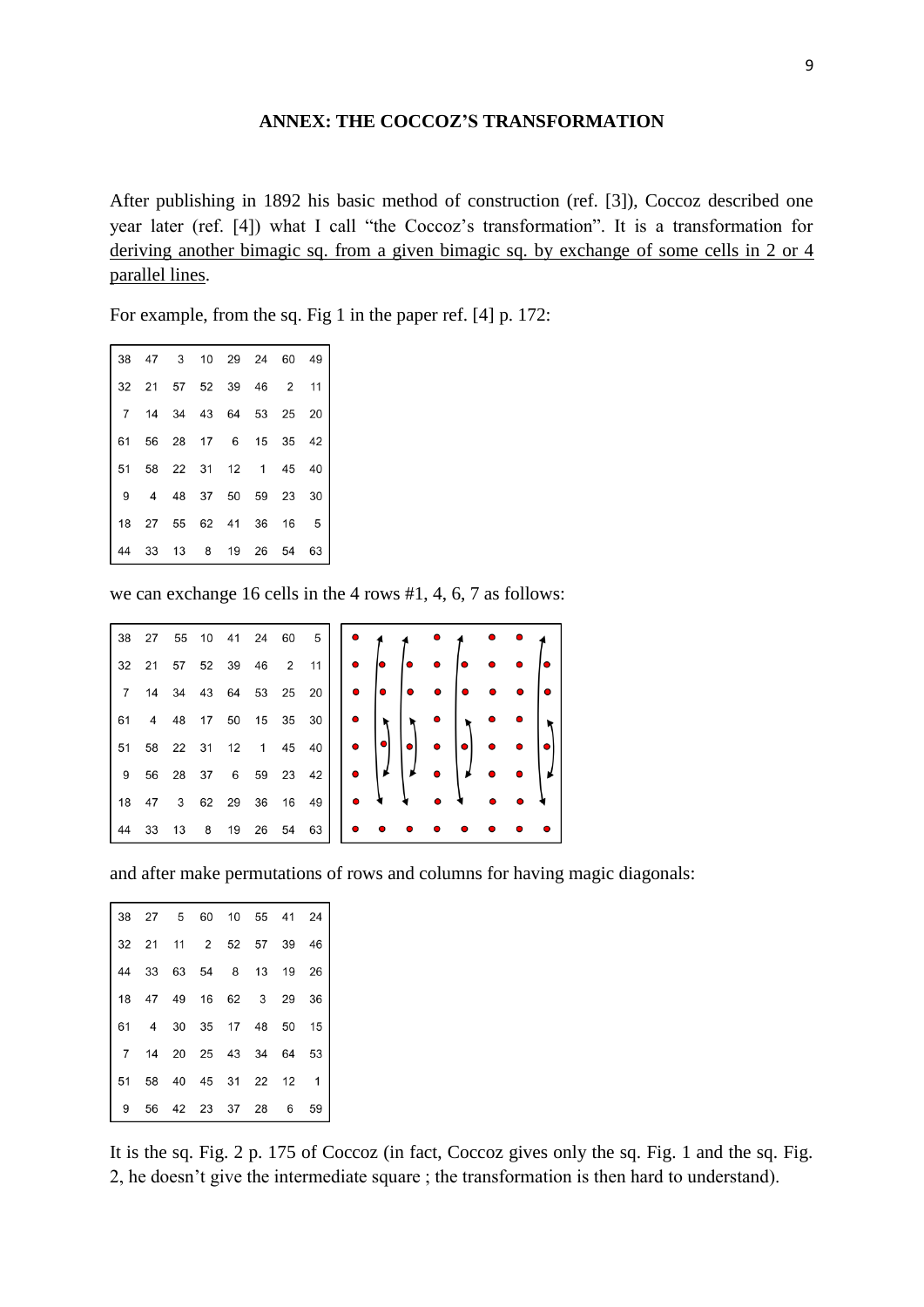## ANNEX: THE COCCOZ'S TRANSFORMATION

After publishing in 1892 his basic method of construction (ref. [3]), Coccoz described one year later (ref. [4]) what I call "the Coccoz's transformation". It is a transformation for <u>deriving another bimagic sq. from a given bimagic sq. by exchange of some cells in 2 or 4 parallel lines</u>.

For example, from the sq. Fig 1 in the paper ref. [4] p. 172:

| | | | | | | | |
|---|---|---|---|---|---|---|---|
| 38 | 47 | 3 | 10 | 29 | 24 | 60 | 49 |
| 32 | 21 | 57 | 52 | 39 | 46 | 2 | 11 |
| 7 | 14 | 34 | 43 | 64 | 53 | 25 | 20 |
| 61 | 56 | 28 | 17 | 6 | 15 | 35 | 42 |
| 51 | 58 | 22 | 31 | 12 | 1 | 45 | 40 |
| 9 | 4 | 48 | 37 | 50 | 59 | 23 | 30 |
| 18 | 27 | 55 | 62 | 41 | 36 | 16 | 5 |
| 44 | 33 | 13 | 8 | 19 | 26 | 54 | 63 |

we can exchange 16 cells in the 4 rows #1, 4, 6, 7 as follows:

| | | | | | | | |
|---|---|---|---|---|---|---|---|
| 38 | 27 | 55 | 10 | 41 | 24 | 60 | 5 |
| 32 | 21 | 57 | 52 | 39 | 46 | 2 | 11 |
| 7 | 14 | 34 | 43 | 64 | 53 | 25 | 20 |
| 61 | 4 | 48 | 17 | 50 | 15 | 35 | 30 |
| 51 | 58 | 22 | 31 | 12 | 1 | 45 | 40 |
| 9 | 56 | 28 | 37 | 6 | 59 | 23 | 42 |
| 18 | 47 | 3 | 62 | 29 | 36 | 16 | 49 |
| 44 | 33 | 13 | 8 | 19 | 26 | 54 | 63 |

and after make permutations of rows and columns for having magic diagonals:

| | | | | | | | |
|---|---|---|---|---|---|---|---|
| 38 | 27 | 5 | 60 | 10 | 55 | 41 | 24 |
| 32 | 21 | 11 | 2 | 52 | 57 | 39 | 46 |
| 44 | 33 | 63 | 54 | 8 | 13 | 19 | 26 |
| 18 | 47 | 49 | 16 | 62 | 3 | 29 | 36 |
| 61 | 4 | 30 | 35 | 17 | 48 | 50 | 15 |
| 7 | 14 | 20 | 25 | 43 | 34 | 64 | 53 |
| 51 | 58 | 40 | 45 | 31 | 22 | 12 | 1 |
| 9 | 56 | 42 | 23 | 37 | 28 | 6 | 59 |

It is the sq. Fig. 2 p. 175 of Coccoz (in fact, Coccoz gives only the sq. Fig. 1 and the sq. Fig. 2, he doesn't give the intermediate square ; the transformation is then hard to understand).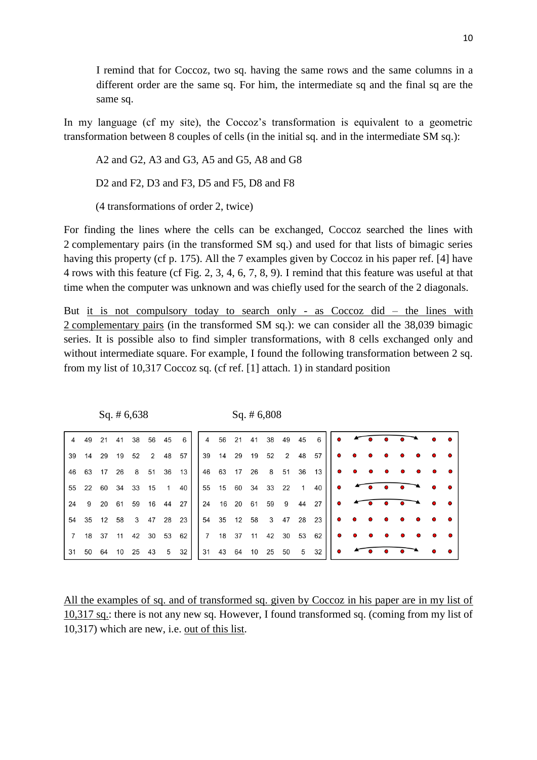I remind that for Coccoz, two sq. having the same rows and the same columns in a different order are the same sq. For him, the intermediate sq and the final sq are the same sq.

In my language (cf my site), the Coccoz's transformation is equivalent to a geometric transformation between 8 couples of cells (in the initial sq. and in the intermediate SM sq.):

A2 and G2, A3 and G3, A5 and G5, A8 and G8

D2 and F2, D3 and F3, D5 and F5, D8 and F8

(4 transformations of order 2, twice)

For finding the lines where the cells can be exchanged, Coccoz searched the lines with 2 complementary pairs (in the transformed SM sq.) and used for that lists of bimagic series having this property (cf p. 175). All the 7 examples given by Coccoz in his paper ref. [4] have 4 rows with this feature (cf Fig. 2, 3, 4, 6, 7, 8, 9). I remind that this feature was useful at that time when the computer was unknown and was chiefly used for the search of the 2 diagonals.

But <u>it is not compulsory today to search only - as Coccoz did – the lines with 2 complementary pairs</u> (in the transformed SM sq.): we can consider all the 38,039 bimagic series. It is possible also to find simpler transformations, with 8 cells exchanged only and without intermediate square. For example, I found the following transformation between 2 sq. from my list of 10,317 Coccoz sq. (cf ref. [1] attach. 1) in standard position

Sq. # 6,638

| | | | | | | | |
|---|---|---|---|---|---|---|---|
| 4 | 49 | 21 | 41 | 38 | 56 | 45 | 6 |
| 39 | 14 | 29 | 19 | 52 | 2 | 48 | 57 |
| 46 | 63 | 17 | 26 | 8 | 51 | 36 | 13 |
| 55 | 22 | 60 | 34 | 33 | 15 | 1 | 40 |
| 24 | 9 | 20 | 61 | 59 | 16 | 44 | 27 |
| 54 | 35 | 12 | 58 | 3 | 47 | 28 | 23 |
| 7 | 18 | 37 | 11 | 42 | 30 | 53 | 62 |
| 31 | 50 | 64 | 10 | 25 | 43 | 5 | 32 |

Sq. # 6,808

| | | | | | | | |
|---|---|---|---|---|---|---|---|
| 4 | 56 | 21 | 41 | 38 | 49 | 45 | 6 |
| 39 | 14 | 29 | 19 | 52 | 2 | 48 | 57 |
| 46 | 63 | 17 | 26 | 8 | 51 | 36 | 13 |
| 55 | 15 | 60 | 34 | 33 | 22 | 1 | 40 |
| 24 | 16 | 20 | 61 | 59 | 9 | 44 | 27 |
| 54 | 35 | 12 | 58 | 3 | 47 | 28 | 23 |
| 7 | 18 | 37 | 11 | 42 | 30 | 53 | 62 |
| 31 | 43 | 64 | 10 | 25 | 50 | 5 | 32 |

<u>All the examples of sq. and of transformed sq. given by Coccoz in his paper are in my list of 10,317 sq.</u>: there is not any new sq. However, I found transformed sq. (coming from my list of 10,317) which are new, i.e. <u>out of this list</u>.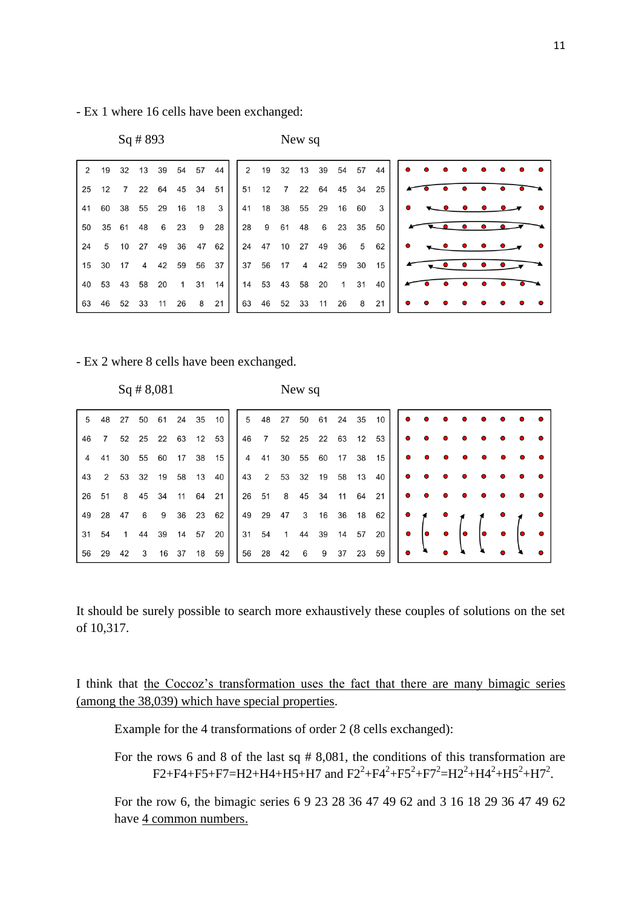- Ex 1 where 16 cells have been exchanged:

Sq # 893

| | | | | | | | |
|---|---|---|---|---|---|---|---|
| 2 | 19 | 32 | 13 | 39 | 54 | 57 | 44 |
| 25 | 12 | 7 | 22 | 64 | 45 | 34 | 51 |
| 41 | 60 | 38 | 55 | 29 | 16 | 18 | 3 |
| 50 | 35 | 61 | 48 | 6 | 23 | 9 | 28 |
| 24 | 5 | 10 | 27 | 49 | 36 | 47 | 62 |
| 15 | 30 | 17 | 4 | 42 | 59 | 56 | 37 |
| 40 | 53 | 43 | 58 | 20 | 1 | 31 | 14 |
| 63 | 46 | 52 | 33 | 11 | 26 | 8 | 21 |

New sq

| | | | | | | | |
|---|---|---|---|---|---|---|---|
| 2 | 19 | 32 | 13 | 39 | 54 | 57 | 44 |
| 51 | 12 | 7 | 22 | 64 | 45 | 34 | 25 |
| 41 | 18 | 38 | 55 | 29 | 16 | 60 | 3 |
| 28 | 9 | 61 | 48 | 6 | 23 | 35 | 50 |
| 24 | 47 | 10 | 27 | 49 | 36 | 5 | 62 |
| 37 | 56 | 17 | 4 | 42 | 59 | 30 | 15 |
| 14 | 53 | 43 | 58 | 20 | 1 | 31 | 40 |
| 63 | 46 | 52 | 33 | 11 | 26 | 8 | 21 |

- Ex 2 where 8 cells have been exchanged.

Sq # 8,081

| | | | | | | | |
|---|---|---|---|---|---|---|---|
| 5 | 48 | 27 | 50 | 61 | 24 | 35 | 10 |
| 46 | 7 | 52 | 25 | 22 | 63 | 12 | 53 |
| 4 | 41 | 30 | 55 | 60 | 17 | 38 | 15 |
| 43 | 2 | 53 | 32 | 19 | 58 | 13 | 40 |
| 26 | 51 | 8 | 45 | 34 | 11 | 64 | 21 |
| 49 | 28 | 47 | 6 | 9 | 36 | 23 | 62 |
| 31 | 54 | 1 | 44 | 39 | 14 | 57 | 20 |
| 56 | 29 | 42 | 3 | 16 | 37 | 18 | 59 |

New sq

| | | | | | | | |
|---|---|---|---|---|---|---|---|
| 5 | 48 | 27 | 50 | 61 | 24 | 35 | 10 |
| 46 | 7 | 52 | 25 | 22 | 63 | 12 | 53 |
| 4 | 41 | 30 | 55 | 60 | 17 | 38 | 15 |
| 43 | 2 | 53 | 32 | 19 | 58 | 13 | 40 |
| 26 | 51 | 8 | 45 | 34 | 11 | 64 | 21 |
| 49 | 29 | 47 | 3 | 16 | 36 | 18 | 62 |
| 31 | 54 | 1 | 44 | 39 | 14 | 57 | 20 |
| 56 | 28 | 42 | 6 | 9 | 37 | 23 | 59 |

It should be surely possible to search more exhaustively these couples of solutions on the set of 10,317.

I think that <u>the Coccoz's transformation uses the fact that there are many bimagic series (among the 38,039) which have special properties</u>.

Example for the 4 transformations of order 2 (8 cells exchanged):

For the rows 6 and 8 of the last sq # 8,081, the conditions of this transformation are $F2+F4+F5+F7=H2+H4+H5+H7$ and $F2^2+F4^2+F5^2+F7^2=H2^2+H4^2+H5^2+H7^2$.

For the row 6, the bimagic series 6 9 23 28 36 47 49 62 and 3 16 18 29 36 47 49 62 have <u>4 common numbers.</u>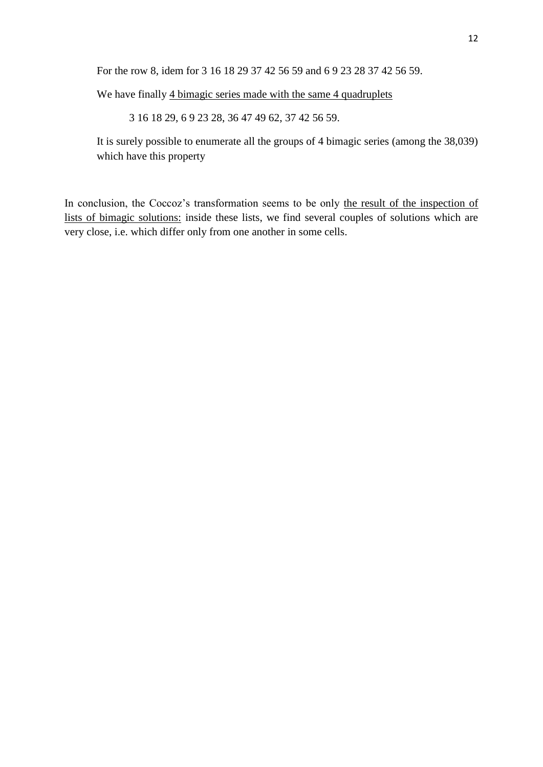For the row 8, idem for 3 16 18 29 37 42 56 59 and 6 9 23 28 37 42 56 59.

We have finally 4 bimagic series made with the same 4 quadruplets

3 16 18 29, 6 9 23 28, 36 47 49 62, 37 42 56 59.

It is surely possible to enumerate all the groups of 4 bimagic series (among the 38,039) which have this property

In conclusion, the Coccoz's transformation seems to be only the result of the inspection of lists of bimagic solutions: inside these lists, we find several couples of solutions which are very close, i.e. which differ only from one another in some cells.